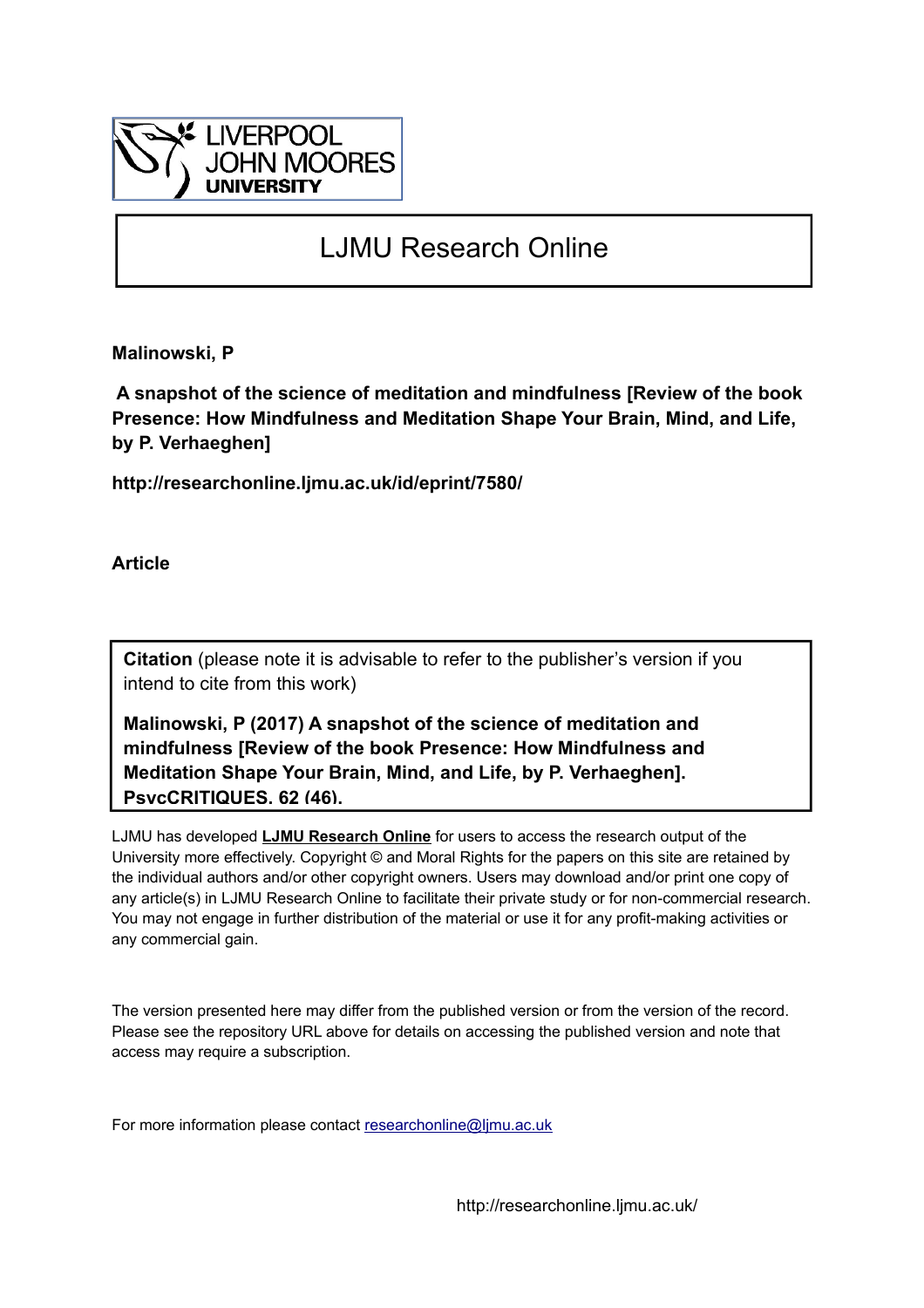LIVERPOOL JOHN MOORES UNIVERSITY

# LJMU Research Online

**Malinowski, P**

**A snapshot of the science of meditation and mindfulness [Review of the book Presence: How Mindfulness and Meditation Shape Your Brain, Mind, and Life, by P. Verhaeghen]**

**http://researchonline.ljmu.ac.uk/id/eprint/7580/**

**Article**

**Citation** (please note it is advisable to refer to the publisher's version if you intend to cite from this work)

**Malinowski, P (2017) A snapshot of the science of meditation and mindfulness [Review of the book Presence: How Mindfulness and Meditation Shape Your Brain, Mind, and Life, by P. Verhaeghen]. PsycCRITIQUES, 62 (46).**

LJMU has developed **LJMU Research Online** for users to access the research output of the University more effectively. Copyright © and Moral Rights for the papers on this site are retained by the individual authors and/or other copyright owners. Users may download and/or print one copy of any article(s) in LJMU Research Online to facilitate their private study or for non-commercial research. You may not engage in further distribution of the material or use it for any profit-making activities or any commercial gain.

The version presented here may differ from the published version or from the version of the record. Please see the repository URL above for details on accessing the published version and note that access may require a subscription.

For more information please contact researchonline@ljmu.ac.uk

http://researchonline.ljmu.ac.uk/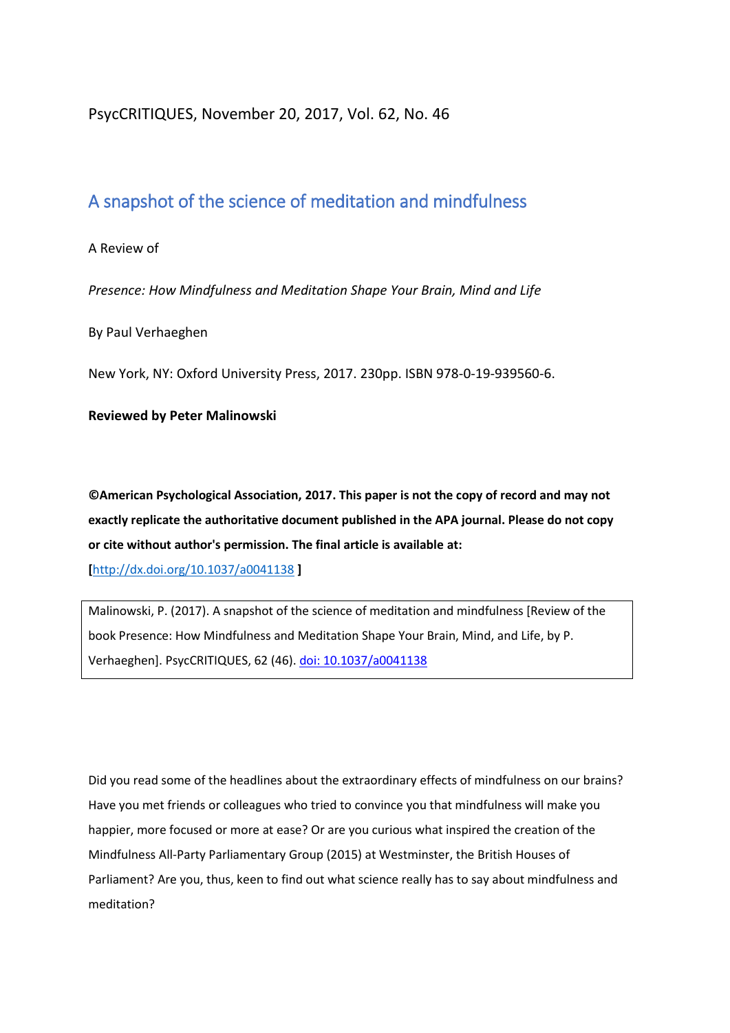PsycCRITIQUES, November 20, 2017, Vol. 62, No. 46

## A snapshot of the science of meditation and mindfulness

A Review of

*Presence: How Mindfulness and Meditation Shape Your Brain, Mind and Life*

By Paul Verhaeghen

New York, NY: Oxford University Press, 2017. 230pp. ISBN 978-0-19-939560-6.

**Reviewed by Peter Malinowski**

**©American Psychological Association, 2017. This paper is not the copy of record and may not exactly replicate the authoritative document published in the APA journal. Please do not copy or cite without author's permission. The final article is available at:**

**[**[http://dx.doi.org/10.1037/a0041138](http://dx.doi.org/10.1037/a0041138) **]**

Malinowski, P. (2017). A snapshot of the science of meditation and mindfulness [Review of the book Presence: How Mindfulness and Meditation Shape Your Brain, Mind, and Life, by P. Verhaeghen]. PsycCRITIQUES, 62 (46). [doi: 10.1037/a0041138](http://dx.doi.org/10.1037/a0041138)

Did you read some of the headlines about the extraordinary effects of mindfulness on our brains? Have you met friends or colleagues who tried to convince you that mindfulness will make you happier, more focused or more at ease? Or are you curious what inspired the creation of the Mindfulness All-Party Parliamentary Group (2015) at Westminster, the British Houses of Parliament? Are you, thus, keen to find out what science really has to say about mindfulness and meditation?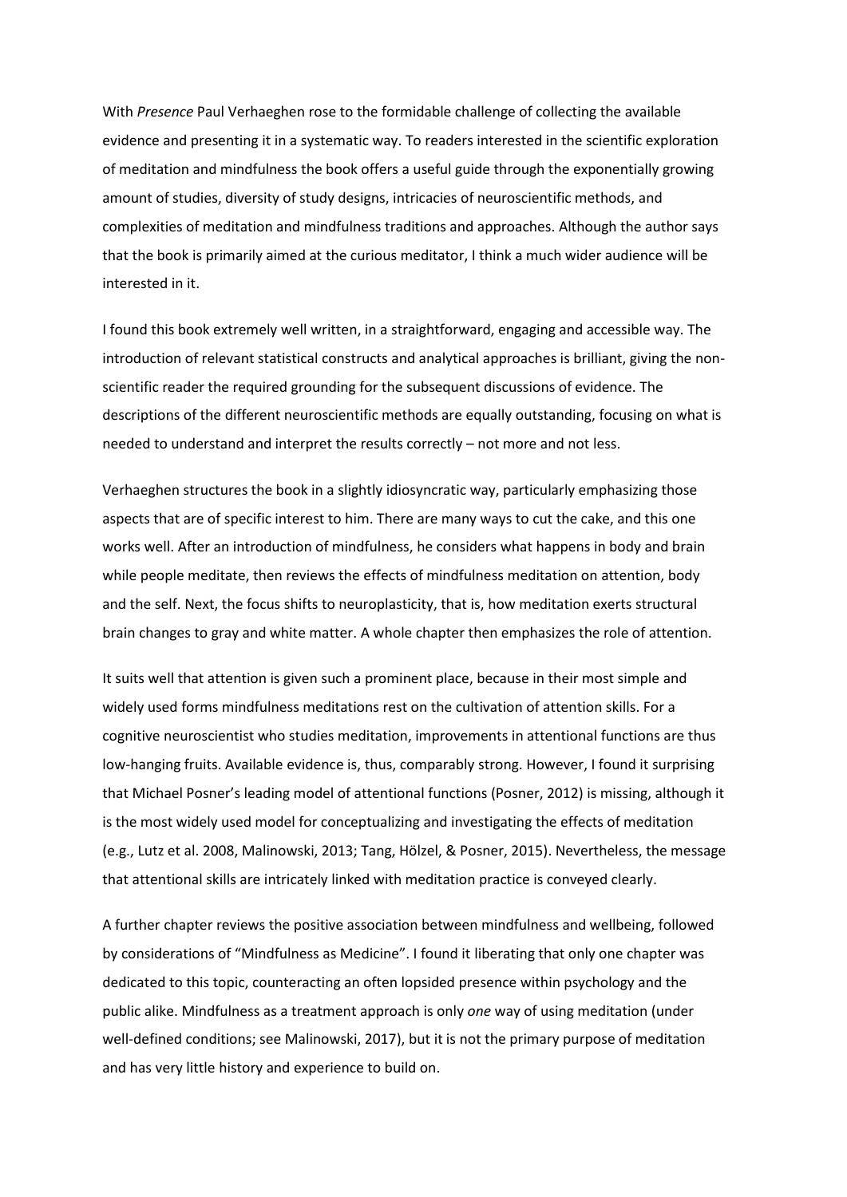With *Presence* Paul Verhaeghen rose to the formidable challenge of collecting the available evidence and presenting it in a systematic way. To readers interested in the scientific exploration of meditation and mindfulness the book offers a useful guide through the exponentially growing amount of studies, diversity of study designs, intricacies of neuroscientific methods, and complexities of meditation and mindfulness traditions and approaches. Although the author says that the book is primarily aimed at the curious meditator, I think a much wider audience will be interested in it.

I found this book extremely well written, in a straightforward, engaging and accessible way. The introduction of relevant statistical constructs and analytical approaches is brilliant, giving the non-scientific reader the required grounding for the subsequent discussions of evidence. The descriptions of the different neuroscientific methods are equally outstanding, focusing on what is needed to understand and interpret the results correctly – not more and not less.

Verhaeghen structures the book in a slightly idiosyncratic way, particularly emphasizing those aspects that are of specific interest to him. There are many ways to cut the cake, and this one works well. After an introduction of mindfulness, he considers what happens in body and brain while people meditate, then reviews the effects of mindfulness meditation on attention, body and the self. Next, the focus shifts to neuroplasticity, that is, how meditation exerts structural brain changes to gray and white matter. A whole chapter then emphasizes the role of attention.

It suits well that attention is given such a prominent place, because in their most simple and widely used forms mindfulness meditations rest on the cultivation of attention skills. For a cognitive neuroscientist who studies meditation, improvements in attentional functions are thus low-hanging fruits. Available evidence is, thus, comparably strong. However, I found it surprising that Michael Posner's leading model of attentional functions (Posner, 2012) is missing, although it is the most widely used model for conceptualizing and investigating the effects of meditation (e.g., Lutz et al. 2008, Malinowski, 2013; Tang, Hölzel, & Posner, 2015). Nevertheless, the message that attentional skills are intricately linked with meditation practice is conveyed clearly.

A further chapter reviews the positive association between mindfulness and wellbeing, followed by considerations of "Mindfulness as Medicine". I found it liberating that only one chapter was dedicated to this topic, counteracting an often lopsided presence within psychology and the public alike. Mindfulness as a treatment approach is only *one* way of using meditation (under well-defined conditions; see Malinowski, 2017), but it is not the primary purpose of meditation and has very little history and experience to build on.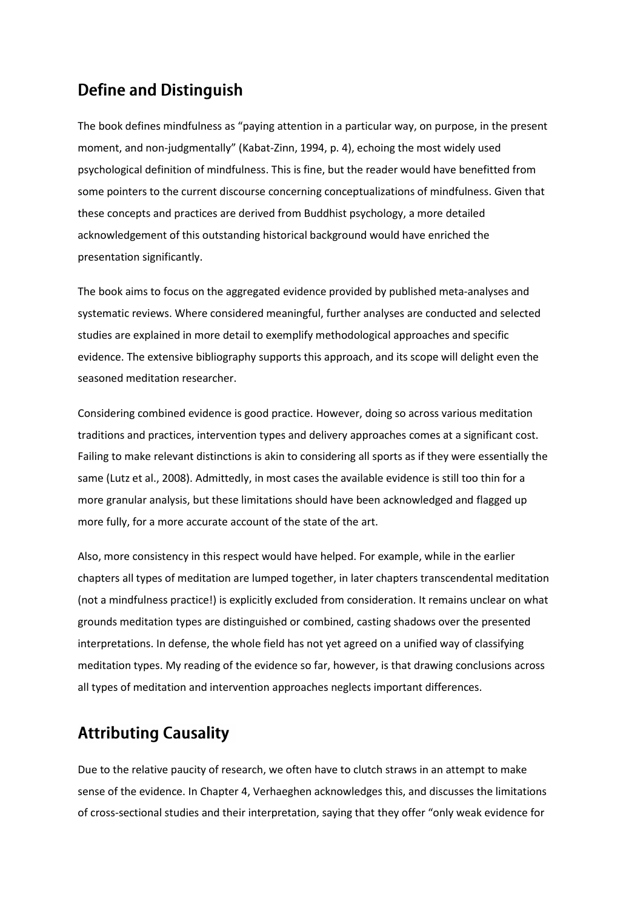## Define and Distinguish

The book defines mindfulness as "paying attention in a particular way, on purpose, in the present moment, and non-judgmentally" (Kabat-Zinn, 1994, p. 4), echoing the most widely used psychological definition of mindfulness. This is fine, but the reader would have benefitted from some pointers to the current discourse concerning conceptualizations of mindfulness. Given that these concepts and practices are derived from Buddhist psychology, a more detailed acknowledgement of this outstanding historical background would have enriched the presentation significantly.

The book aims to focus on the aggregated evidence provided by published meta-analyses and systematic reviews. Where considered meaningful, further analyses are conducted and selected studies are explained in more detail to exemplify methodological approaches and specific evidence. The extensive bibliography supports this approach, and its scope will delight even the seasoned meditation researcher.

Considering combined evidence is good practice. However, doing so across various meditation traditions and practices, intervention types and delivery approaches comes at a significant cost. Failing to make relevant distinctions is akin to considering all sports as if they were essentially the same (Lutz et al., 2008). Admittedly, in most cases the available evidence is still too thin for a more granular analysis, but these limitations should have been acknowledged and flagged up more fully, for a more accurate account of the state of the art.

Also, more consistency in this respect would have helped. For example, while in the earlier chapters all types of meditation are lumped together, in later chapters transcendental meditation (not a mindfulness practice!) is explicitly excluded from consideration. It remains unclear on what grounds meditation types are distinguished or combined, casting shadows over the presented interpretations. In defense, the whole field has not yet agreed on a unified way of classifying meditation types. My reading of the evidence so far, however, is that drawing conclusions across all types of meditation and intervention approaches neglects important differences.

## Attributing Causality

Due to the relative paucity of research, we often have to clutch straws in an attempt to make sense of the evidence. In Chapter 4, Verhaeghen acknowledges this, and discusses the limitations of cross-sectional studies and their interpretation, saying that they offer "only weak evidence for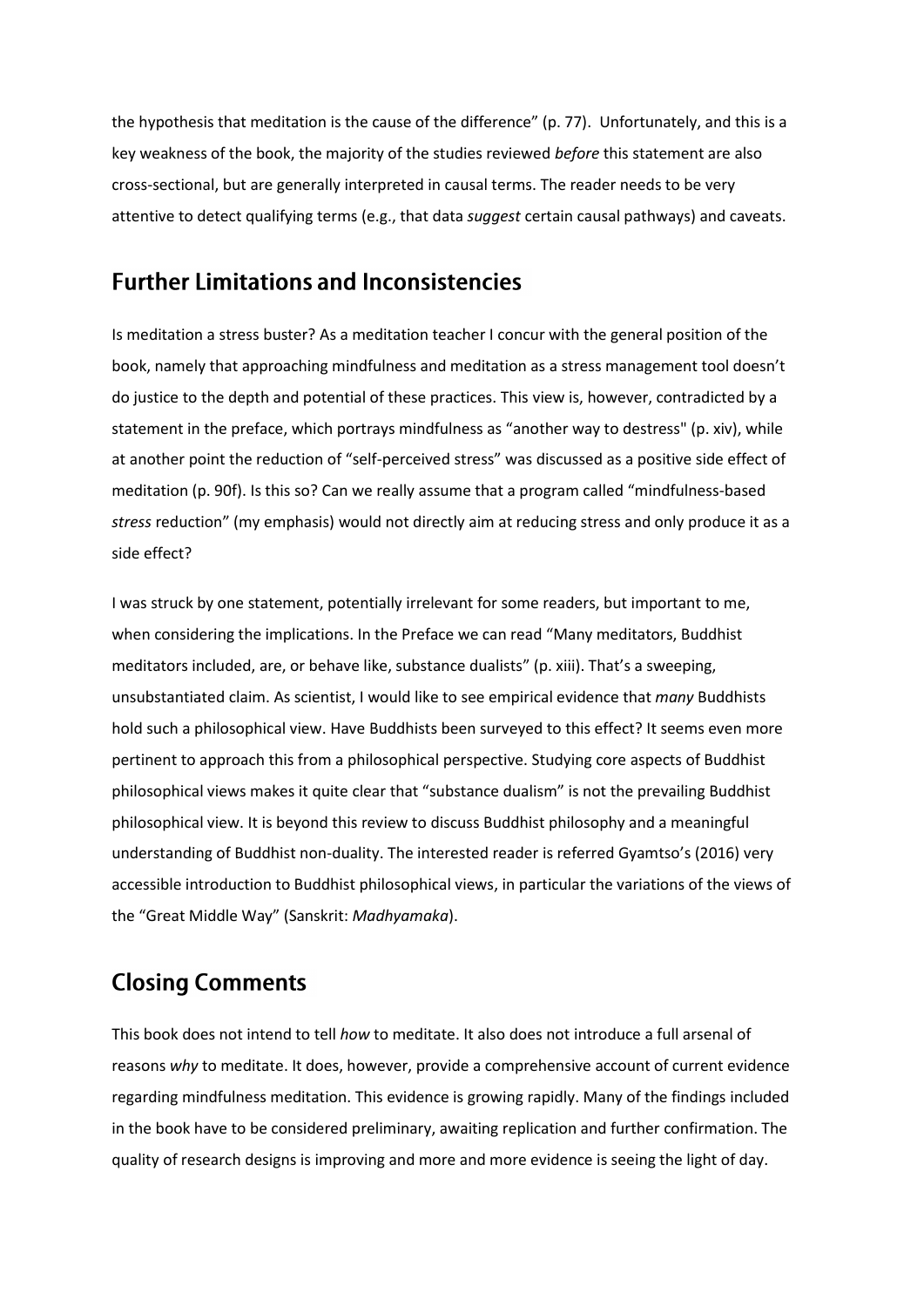the hypothesis that meditation is the cause of the difference" (p. 77). Unfortunately, and this is a key weakness of the book, the majority of the studies reviewed *before* this statement are also cross-sectional, but are generally interpreted in causal terms. The reader needs to be very attentive to detect qualifying terms (e.g., that data *suggest* certain causal pathways) and caveats.

## Further Limitations and Inconsistencies

Is meditation a stress buster? As a meditation teacher I concur with the general position of the book, namely that approaching mindfulness and meditation as a stress management tool doesn't do justice to the depth and potential of these practices. This view is, however, contradicted by a statement in the preface, which portrays mindfulness as "another way to destress" (p. xiv), while at another point the reduction of "self-perceived stress" was discussed as a positive side effect of meditation (p. 90f). Is this so? Can we really assume that a program called "mindfulness-based *stress* reduction" (my emphasis) would not directly aim at reducing stress and only produce it as a side effect?

I was struck by one statement, potentially irrelevant for some readers, but important to me, when considering the implications. In the Preface we can read "Many meditators, Buddhist meditators included, are, or behave like, substance dualists" (p. xiii). That's a sweeping, unsubstantiated claim. As scientist, I would like to see empirical evidence that *many* Buddhists hold such a philosophical view. Have Buddhists been surveyed to this effect? It seems even more pertinent to approach this from a philosophical perspective. Studying core aspects of Buddhist philosophical views makes it quite clear that "substance dualism" is not the prevailing Buddhist philosophical view. It is beyond this review to discuss Buddhist philosophy and a meaningful understanding of Buddhist non-duality. The interested reader is referred Gyamtso's (2016) very accessible introduction to Buddhist philosophical views, in particular the variations of the views of the "Great Middle Way" (Sanskrit: *Madhyamaka*).

## Closing Comments

This book does not intend to tell *how* to meditate. It also does not introduce a full arsenal of reasons *why* to meditate. It does, however, provide a comprehensive account of current evidence regarding mindfulness meditation. This evidence is growing rapidly. Many of the findings included in the book have to be considered preliminary, awaiting replication and further confirmation. The quality of research designs is improving and more and more evidence is seeing the light of day.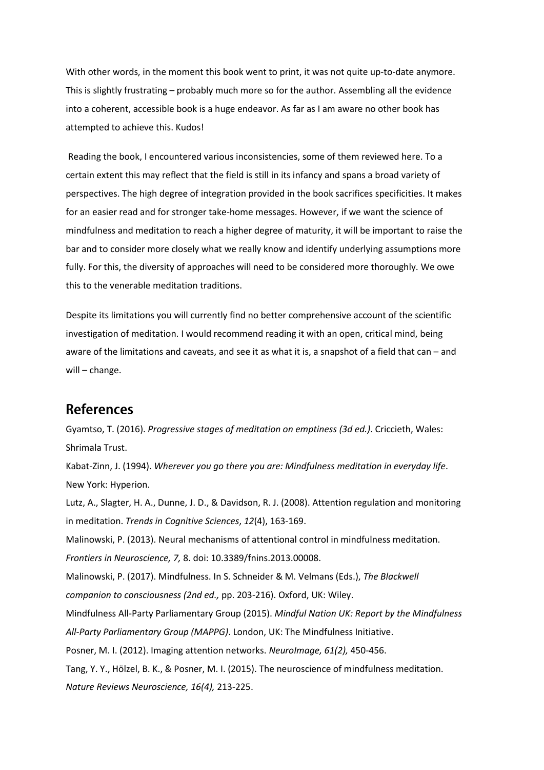With other words, in the moment this book went to print, it was not quite up-to-date anymore. This is slightly frustrating – probably much more so for the author. Assembling all the evidence into a coherent, accessible book is a huge endeavor. As far as I am aware no other book has attempted to achieve this. Kudos!

Reading the book, I encountered various inconsistencies, some of them reviewed here. To a certain extent this may reflect that the field is still in its infancy and spans a broad variety of perspectives. The high degree of integration provided in the book sacrifices specificities. It makes for an easier read and for stronger take-home messages. However, if we want the science of mindfulness and meditation to reach a higher degree of maturity, it will be important to raise the bar and to consider more closely what we really know and identify underlying assumptions more fully. For this, the diversity of approaches will need to be considered more thoroughly. We owe this to the venerable meditation traditions.

Despite its limitations you will currently find no better comprehensive account of the scientific investigation of meditation. I would recommend reading it with an open, critical mind, being aware of the limitations and caveats, and see it as what it is, a snapshot of a field that can – and will – change.

## References

Gyamtso, T. (2016). *Progressive stages of meditation on emptiness (3d ed.)*. Criccieth, Wales: Shrimala Trust.

Kabat-Zinn, J. (1994). *Wherever you go there you are: Mindfulness meditation in everyday life*. New York: Hyperion.

Lutz, A., Slagter, H. A., Dunne, J. D., & Davidson, R. J. (2008). Attention regulation and monitoring in meditation. *Trends in Cognitive Sciences*, *12*(4), 163-169.

Malinowski, P. (2013). Neural mechanisms of attentional control in mindfulness meditation. *Frontiers in Neuroscience, 7,* 8. doi: 10.3389/fnins.2013.00008.

Malinowski, P. (2017). Mindfulness. In S. Schneider & M. Velmans (Eds.), *The Blackwell companion to consciousness (2nd ed.,* pp. 203-216). Oxford, UK: Wiley.

Mindfulness All-Party Parliamentary Group (2015). *Mindful Nation UK: Report by the Mindfulness All-Party Parliamentary Group (MAPPG)*. London, UK: The Mindfulness Initiative.

Posner, M. I. (2012). Imaging attention networks. *NeuroImage, 61(2),* 450-456.

Tang, Y. Y., Hölzel, B. K., & Posner, M. I. (2015). The neuroscience of mindfulness meditation. *Nature Reviews Neuroscience, 16(4),* 213-225.